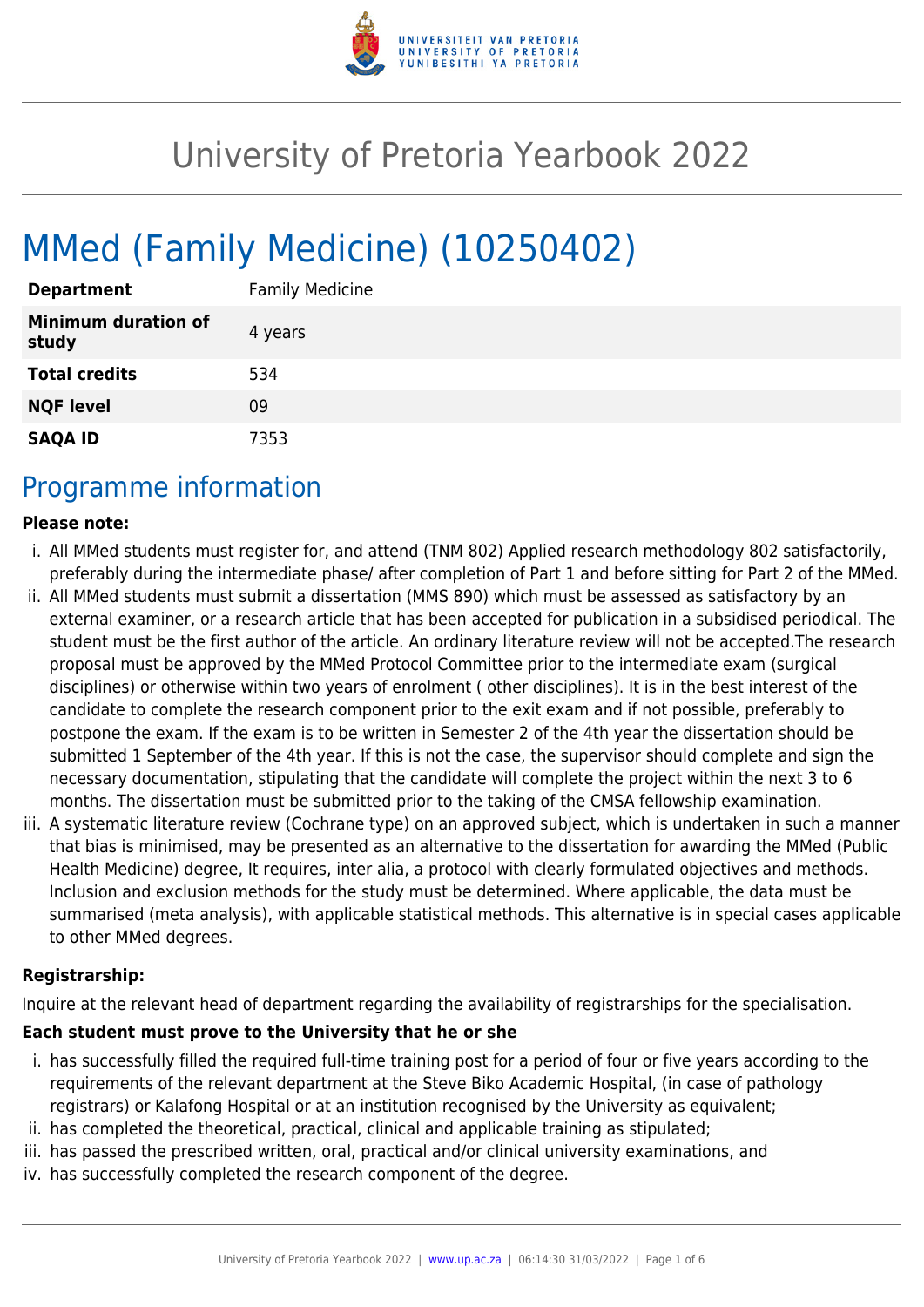# University of Pretoria Yearbook 2022

# MMed (Family Medicine) (10250402)

| | |
|---|---|
| **Department** | Family Medicine |
| **Minimum duration of study** | 4 years |
| **Total credits** | 534 |
| **NQF level** | 09 |
| **SAQA ID** | 7353 |

## Programme information

**Please note:**

i. All MMed students must register for, and attend (TNM 802) Applied research methodology 802 satisfactorily, preferably during the intermediate phase/ after completion of Part 1 and before sitting for Part 2 of the MMed.

ii. All MMed students must submit a dissertation (MMS 890) which must be assessed as satisfactory by an external examiner, or a research article that has been accepted for publication in a subsidised periodical. The student must be the first author of the article. An ordinary literature review will not be accepted.The research proposal must be approved by the MMed Protocol Committee prior to the intermediate exam (surgical disciplines) or otherwise within two years of enrolment ( other disciplines). It is in the best interest of the candidate to complete the research component prior to the exit exam and if not possible, preferably to postpone the exam. If the exam is to be written in Semester 2 of the 4th year the dissertation should be submitted 1 September of the 4th year. If this is not the case, the supervisor should complete and sign the necessary documentation, stipulating that the candidate will complete the project within the next 3 to 6 months. The dissertation must be submitted prior to the taking of the CMSA fellowship examination.

iii. A systematic literature review (Cochrane type) on an approved subject, which is undertaken in such a manner that bias is minimised, may be presented as an alternative to the dissertation for awarding the MMed (Public Health Medicine) degree, It requires, inter alia, a protocol with clearly formulated objectives and methods. Inclusion and exclusion methods for the study must be determined. Where applicable, the data must be summarised (meta analysis), with applicable statistical methods. This alternative is in special cases applicable to other MMed degrees.

**Registrarship:**

Inquire at the relevant head of department regarding the availability of registrarships for the specialisation.

**Each student must prove to the University that he or she**

i. has successfully filled the required full-time training post for a period of four or five years according to the requirements of the relevant department at the Steve Biko Academic Hospital, (in case of pathology registrars) or Kalafong Hospital or at an institution recognised by the University as equivalent;

ii. has completed the theoretical, practical, clinical and applicable training as stipulated;

iii. has passed the prescribed written, oral, practical and/or clinical university examinations, and

iv. has successfully completed the research component of the degree.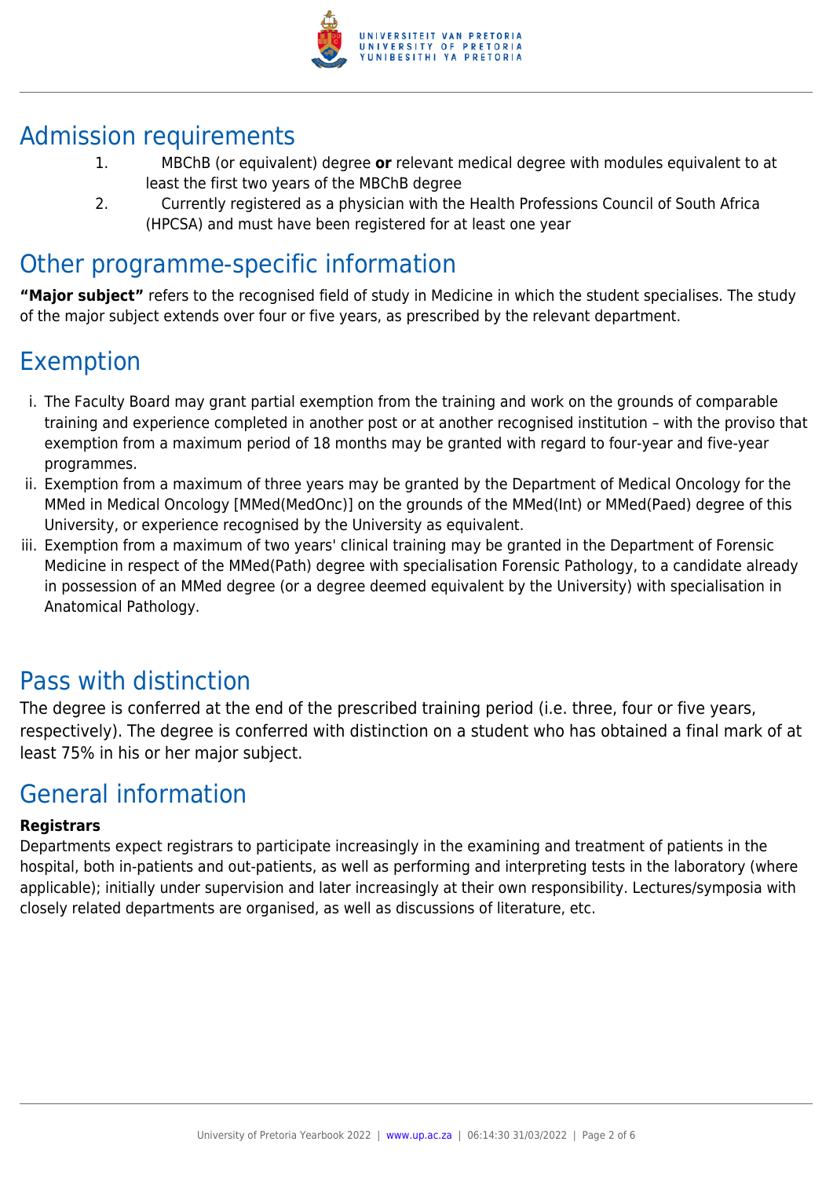## Admission requirements

1. MBChB (or equivalent) degree **or** relevant medical degree with modules equivalent to at least the first two years of the MBChB degree
2. Currently registered as a physician with the Health Professions Council of South Africa (HPCSA) and must have been registered for at least one year

## Other programme-specific information

**"Major subject"** refers to the recognised field of study in Medicine in which the student specialises. The study of the major subject extends over four or five years, as prescribed by the relevant department.

## Exemption

i. The Faculty Board may grant partial exemption from the training and work on the grounds of comparable training and experience completed in another post or at another recognised institution – with the proviso that exemption from a maximum period of 18 months may be granted with regard to four-year and five-year programmes.

ii. Exemption from a maximum of three years may be granted by the Department of Medical Oncology for the MMed in Medical Oncology [MMed(MedOnc)] on the grounds of the MMed(Int) or MMed(Paed) degree of this University, or experience recognised by the University as equivalent.

iii. Exemption from a maximum of two years' clinical training may be granted in the Department of Forensic Medicine in respect of the MMed(Path) degree with specialisation Forensic Pathology, to a candidate already in possession of an MMed degree (or a degree deemed equivalent by the University) with specialisation in Anatomical Pathology.

## Pass with distinction

The degree is conferred at the end of the prescribed training period (i.e. three, four or five years, respectively). The degree is conferred with distinction on a student who has obtained a final mark of at least 75% in his or her major subject.

## General information

**Registrars**

Departments expect registrars to participate increasingly in the examining and treatment of patients in the hospital, both in-patients and out-patients, as well as performing and interpreting tests in the laboratory (where applicable); initially under supervision and later increasingly at their own responsibility. Lectures/symposia with closely related departments are organised, as well as discussions of literature, etc.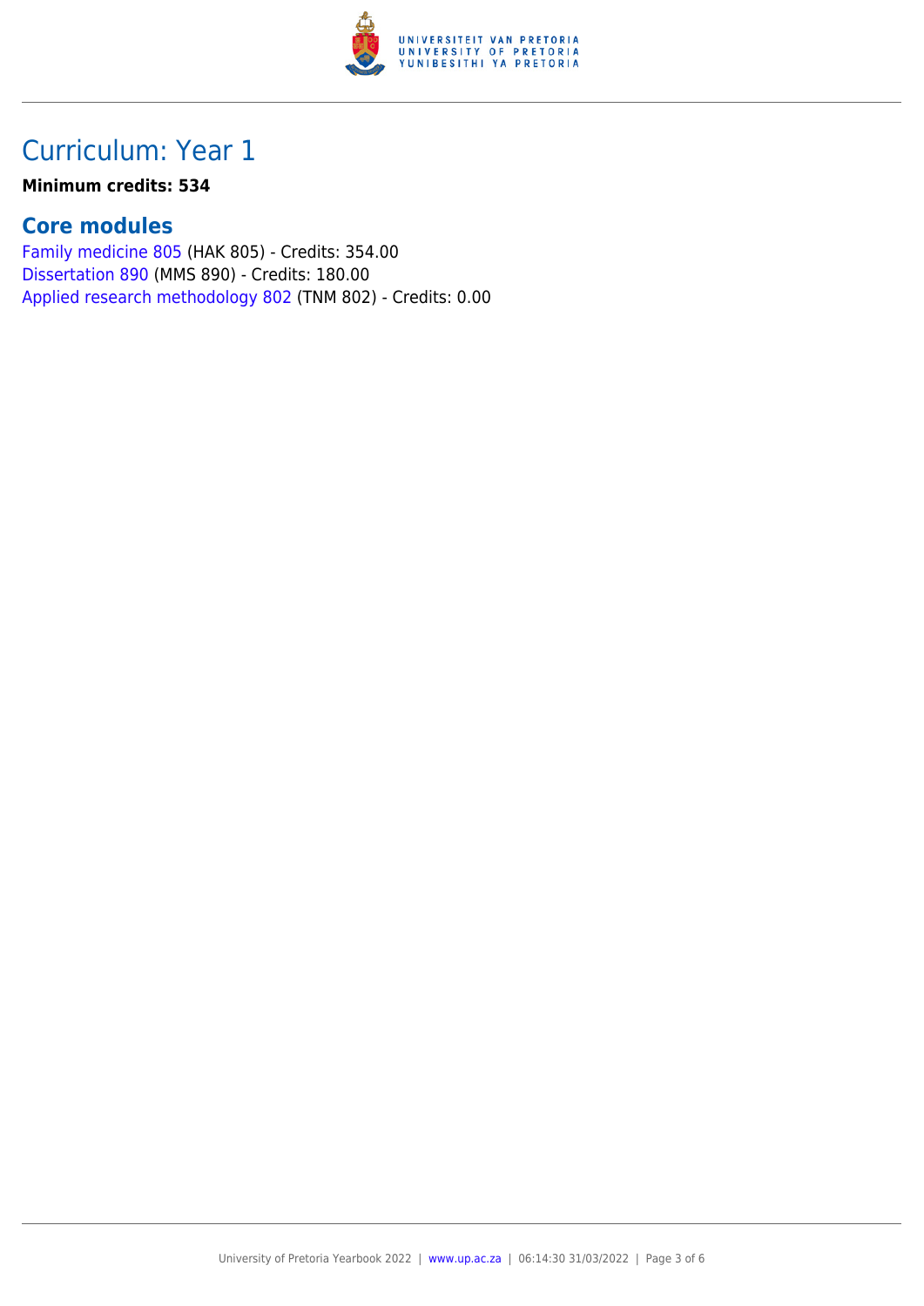# Curriculum: Year 1

**Minimum credits: 534**

## Core modules

Family medicine 805 (HAK 805) - Credits: 354.00
Dissertation 890 (MMS 890) - Credits: 180.00
Applied research methodology 802 (TNM 802) - Credits: 0.00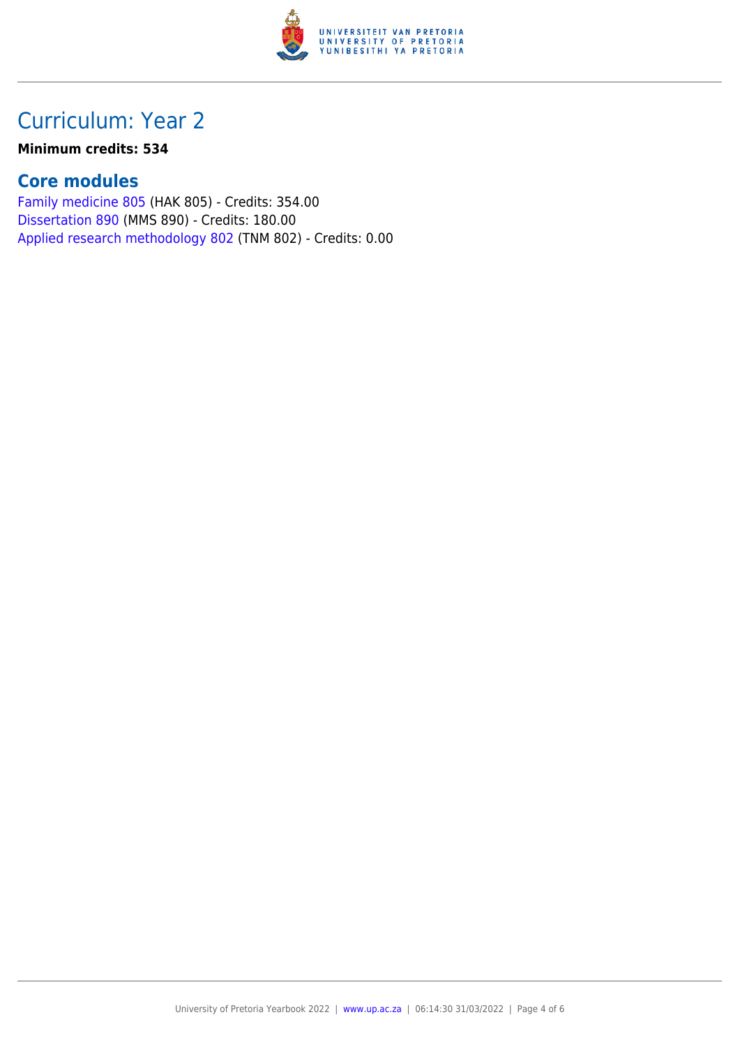# Curriculum: Year 2

**Minimum credits: 534**

## Core modules

Family medicine 805 (HAK 805) - Credits: 354.00
Dissertation 890 (MMS 890) - Credits: 180.00
Applied research methodology 802 (TNM 802) - Credits: 0.00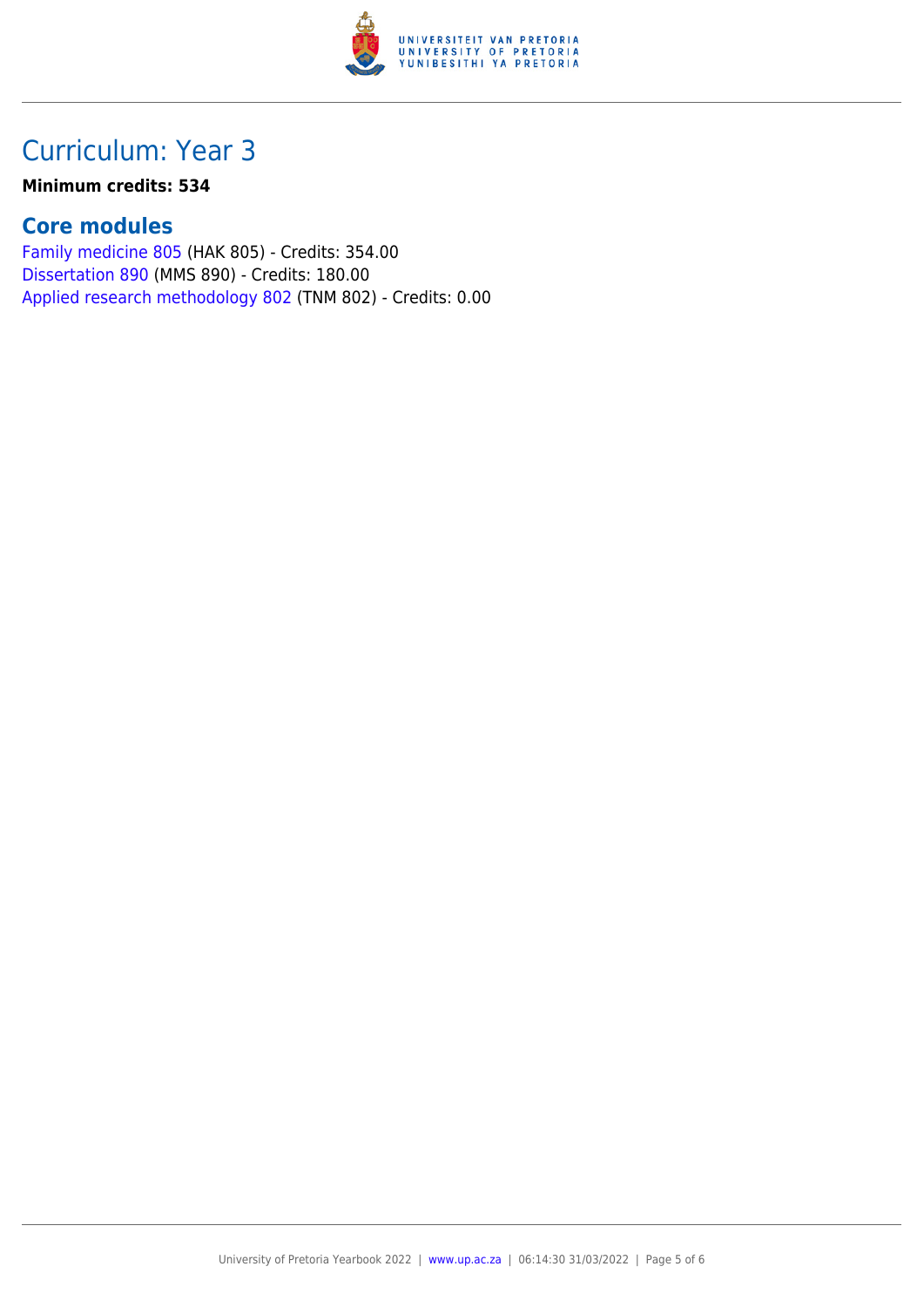# Curriculum: Year 3

**Minimum credits: 534**

## Core modules

Family medicine 805 (HAK 805) - Credits: 354.00
Dissertation 890 (MMS 890) - Credits: 180.00
Applied research methodology 802 (TNM 802) - Credits: 0.00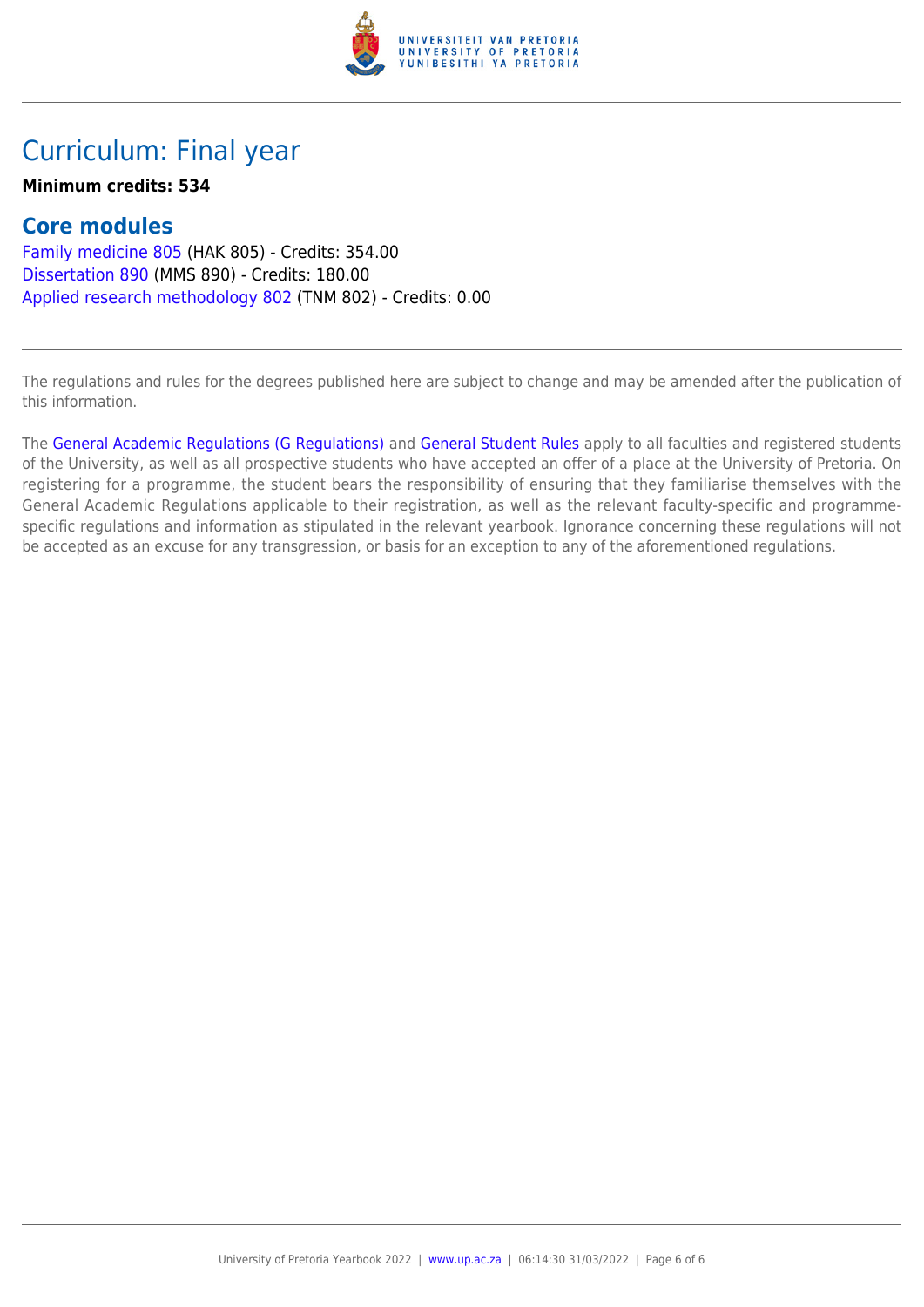## Curriculum: Final year

**Minimum credits: 534**

### Core modules

Family medicine 805 (HAK 805) - Credits: 354.00
Dissertation 890 (MMS 890) - Credits: 180.00
Applied research methodology 802 (TNM 802) - Credits: 0.00

The regulations and rules for the degrees published here are subject to change and may be amended after the publication of this information.

The General Academic Regulations (G Regulations) and General Student Rules apply to all faculties and registered students of the University, as well as all prospective students who have accepted an offer of a place at the University of Pretoria. On registering for a programme, the student bears the responsibility of ensuring that they familiarise themselves with the General Academic Regulations applicable to their registration, as well as the relevant faculty-specific and programme-specific regulations and information as stipulated in the relevant yearbook. Ignorance concerning these regulations will not be accepted as an excuse for any transgression, or basis for an exception to any of the aforementioned regulations.